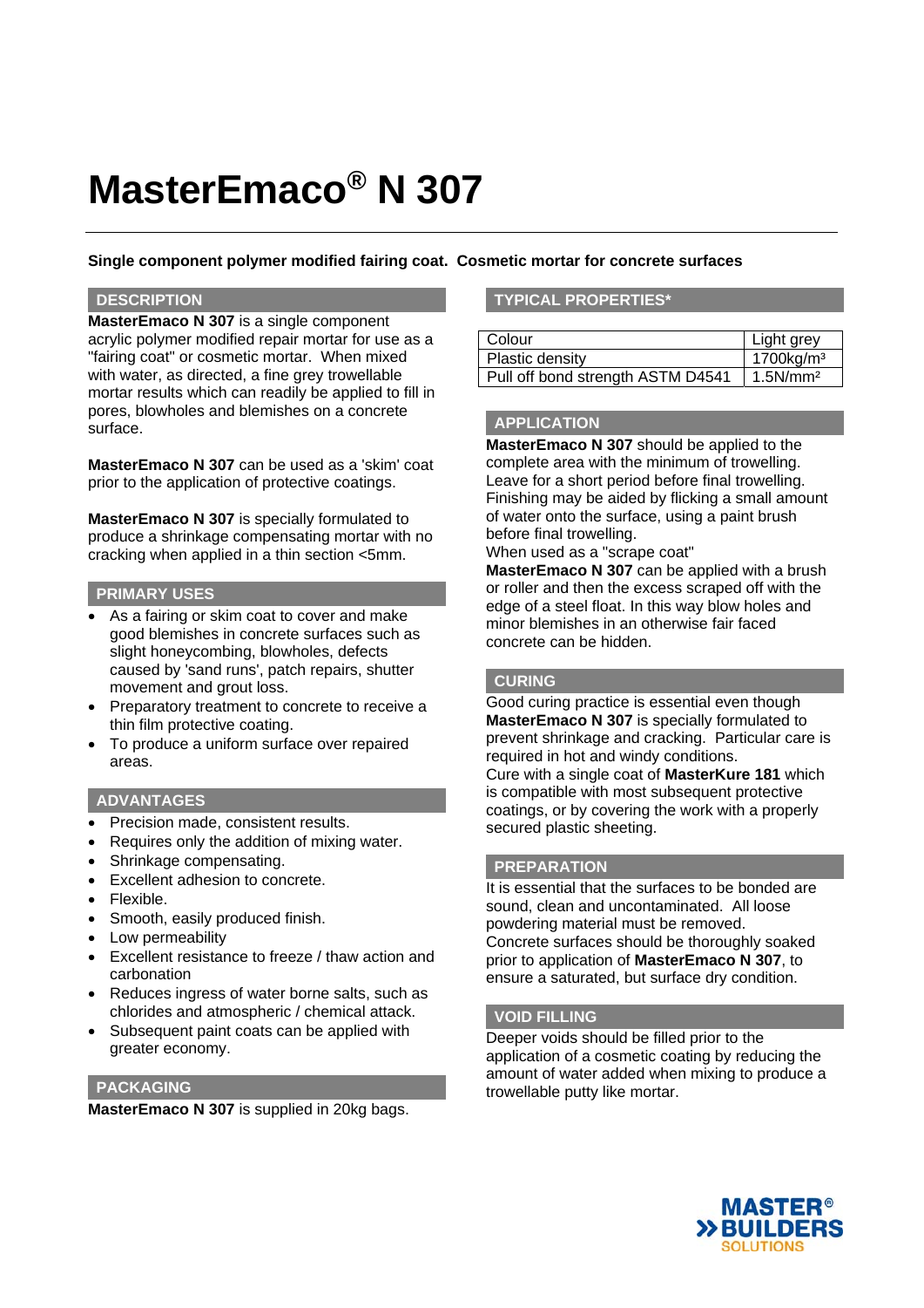# MasterEmaco® N 307

**Single component polymer modified fairing coat. Cosmetic mortar for concrete surfaces**

## DESCRIPTION

**MasterEmaco N 307** is a single component acrylic polymer modified repair mortar for use as a "fairing coat" or cosmetic mortar. When mixed with water, as directed, a fine grey trowellable mortar results which can readily be applied to fill in pores, blowholes and blemishes on a concrete surface.

**MasterEmaco N 307** can be used as a 'skim' coat prior to the application of protective coatings.

**MasterEmaco N 307** is specially formulated to produce a shrinkage compensating mortar with no cracking when applied in a thin section <5mm.

## PRIMARY USES

- As a fairing or skim coat to cover and make good blemishes in concrete surfaces such as slight honeycombing, blowholes, defects caused by 'sand runs', patch repairs, shutter movement and grout loss.
- Preparatory treatment to concrete to receive a thin film protective coating.
- To produce a uniform surface over repaired areas.

## ADVANTAGES

- Precision made, consistent results.
- Requires only the addition of mixing water.
- Shrinkage compensating.
- Excellent adhesion to concrete.
- Flexible.
- Smooth, easily produced finish.
- Low permeability
- Excellent resistance to freeze / thaw action and carbonation
- Reduces ingress of water borne salts, such as chlorides and atmospheric / chemical attack.
- Subsequent paint coats can be applied with greater economy.

## PACKAGING

**MasterEmaco N 307** is supplied in 20kg bags.

## TYPICAL PROPERTIES*

| | |
|---|---|
| Colour | Light grey |
| Plastic density | 1700kg/m³ |
| Pull off bond strength ASTM D4541 | 1.5N/mm² |

## APPLICATION

**MasterEmaco N 307** should be applied to the complete area with the minimum of trowelling. Leave for a short period before final trowelling. Finishing may be aided by flicking a small amount of water onto the surface, using a paint brush before final trowelling.

When used as a "scrape coat"

**MasterEmaco N 307** can be applied with a brush or roller and then the excess scraped off with the edge of a steel float. In this way blow holes and minor blemishes in an otherwise fair faced concrete can be hidden.

## CURING

Good curing practice is essential even though **MasterEmaco N 307** is specially formulated to prevent shrinkage and cracking. Particular care is required in hot and windy conditions.

Cure with a single coat of **MasterKure 181** which is compatible with most subsequent protective coatings, or by covering the work with a properly secured plastic sheeting.

## PREPARATION

It is essential that the surfaces to be bonded are sound, clean and uncontaminated. All loose powdering material must be removed.

Concrete surfaces should be thoroughly soaked prior to application of **MasterEmaco N 307**, to ensure a saturated, but surface dry condition.

## VOID FILLING

Deeper voids should be filled prior to the application of a cosmetic coating by reducing the amount of water added when mixing to produce a trowellable putty like mortar.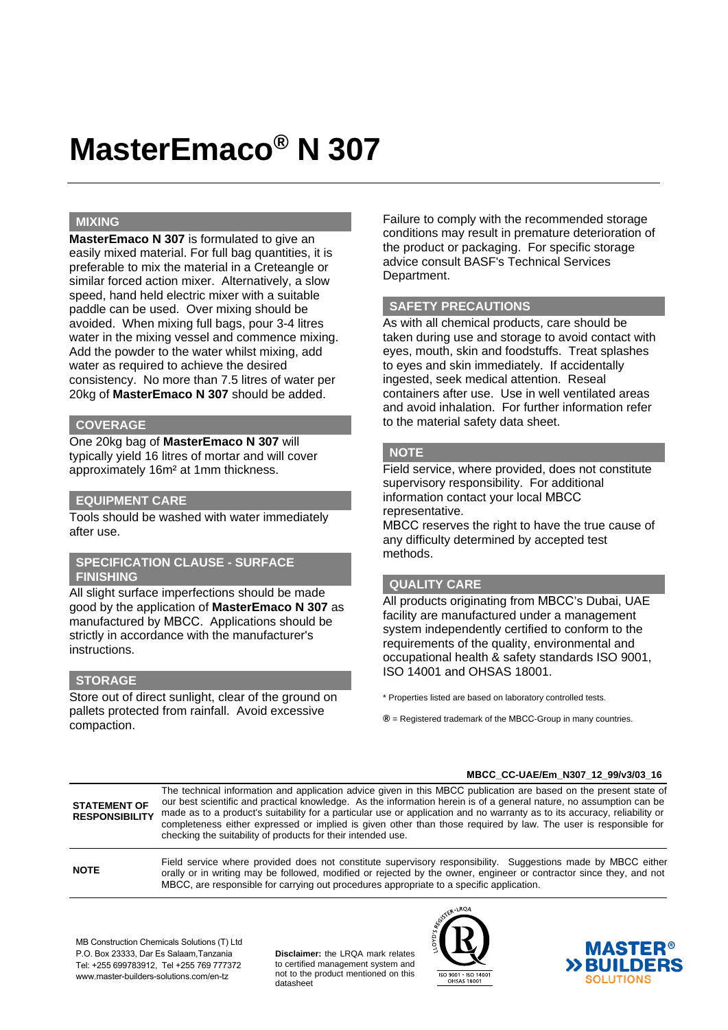# MasterEmaco® N 307

## MIXING

**MasterEmaco N 307** is formulated to give an easily mixed material. For full bag quantities, it is preferable to mix the material in a Creteangle or similar forced action mixer. Alternatively, a slow speed, hand held electric mixer with a suitable paddle can be used. Over mixing should be avoided. When mixing full bags, pour 3-4 litres water in the mixing vessel and commence mixing. Add the powder to the water whilst mixing, add water as required to achieve the desired consistency. No more than 7.5 litres of water per 20kg of **MasterEmaco N 307** should be added.

## COVERAGE

One 20kg bag of **MasterEmaco N 307** will typically yield 16 litres of mortar and will cover approximately 16m² at 1mm thickness.

## EQUIPMENT CARE

Tools should be washed with water immediately after use.

## SPECIFICATION CLAUSE - SURFACE FINISHING

All slight surface imperfections should be made good by the application of **MasterEmaco N 307** as manufactured by MBCC. Applications should be strictly in accordance with the manufacturer's instructions.

## STORAGE

Store out of direct sunlight, clear of the ground on pallets protected from rainfall. Avoid excessive compaction.

Failure to comply with the recommended storage conditions may result in premature deterioration of the product or packaging. For specific storage advice consult BASF's Technical Services Department.

## SAFETY PRECAUTIONS

As with all chemical products, care should be taken during use and storage to avoid contact with eyes, mouth, skin and foodstuffs. Treat splashes to eyes and skin immediately. If accidentally ingested, seek medical attention. Reseal containers after use. Use in well ventilated areas and avoid inhalation. For further information refer to the material safety data sheet.

## NOTE

Field service, where provided, does not constitute supervisory responsibility. For additional information contact your local MBCC representative.

MBCC reserves the right to have the true cause of any difficulty determined by accepted test methods.

## QUALITY CARE

All products originating from MBCC's Dubai, UAE facility are manufactured under a management system independently certified to conform to the requirements of the quality, environmental and occupational health & safety standards ISO 9001, ISO 14001 and OHSAS 18001.

\* Properties listed are based on laboratory controlled tests.

® = Registered trademark of the MBCC-Group in many countries.

**MBCC_CC-UAE/Em_N307_12_99/v3/03_16**

| | |
|---|---|
| **STATEMENT OF RESPONSIBILITY** | The technical information and application advice given in this MBCC publication are based on the present state of our best scientific and practical knowledge. As the information herein is of a general nature, no assumption can be made as to a product's suitability for a particular use or application and no warranty as to its accuracy, reliability or completeness either expressed or implied is given other than those required by law. The user is responsible for checking the suitability of products for their intended use. |
| **NOTE** | Field service where provided does not constitute supervisory responsibility. Suggestions made by MBCC either orally or in writing may be followed, modified or rejected by the owner, engineer or contractor since they, and not MBCC, are responsible for carrying out procedures appropriate to a specific application. |

MB Construction Chemicals Solutions (T) Ltd
P.O. Box 23333, Dar Es Salaam,Tanzania
Tel: +255 699783912, Tel +255 769 777372
www.master-builders-solutions.com/en-tz

**Disclaimer:** the LRQA mark relates to certified management system and not to the product mentioned on this datasheet

ISO 9001 - ISO 14001 OHSAS 18001

MASTER® BUILDERS SOLUTIONS